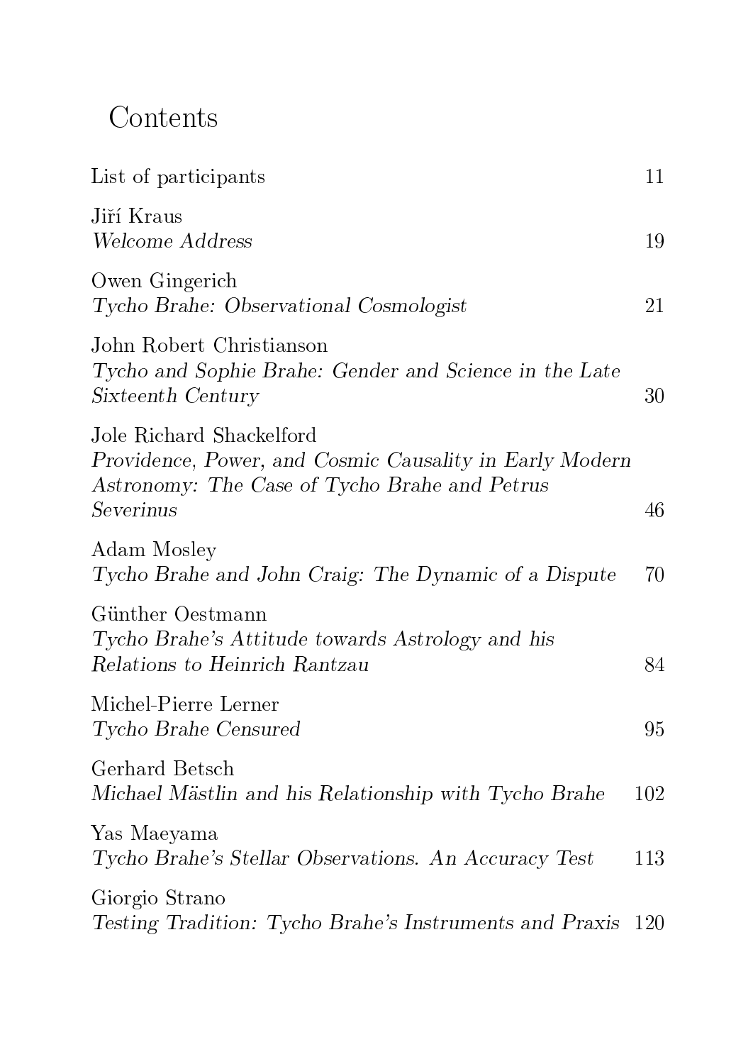# Contents

List of participants 11

Jiří Kraus
*Welcome Address* 19

Owen Gingerich
*Tycho Brahe: Observational Cosmologist* 21

John Robert Christianson
*Tycho and Sophie Brahe: Gender and Science in the Late Sixteenth Century* 30

Jole Richard Shackelford
*Providence, Power, and Cosmic Causality in Early Modern Astronomy: The Case of Tycho Brahe and Petrus Severinus* 46

Adam Mosley
*Tycho Brahe and John Craig: The Dynamic of a Dispute* 70

Günther Oestmann
*Tycho Brahe's Attitude towards Astrology and his Relations to Heinrich Rantzau* 84

Michel-Pierre Lerner
*Tycho Brahe Censured* 95

Gerhard Betsch
*Michael Mästlin and his Relationship with Tycho Brahe* 102

Yas Maeyama
*Tycho Brahe's Stellar Observations. An Accuracy Test* 113

Giorgio Strano
*Testing Tradition: Tycho Brahe's Instruments and Praxis* 120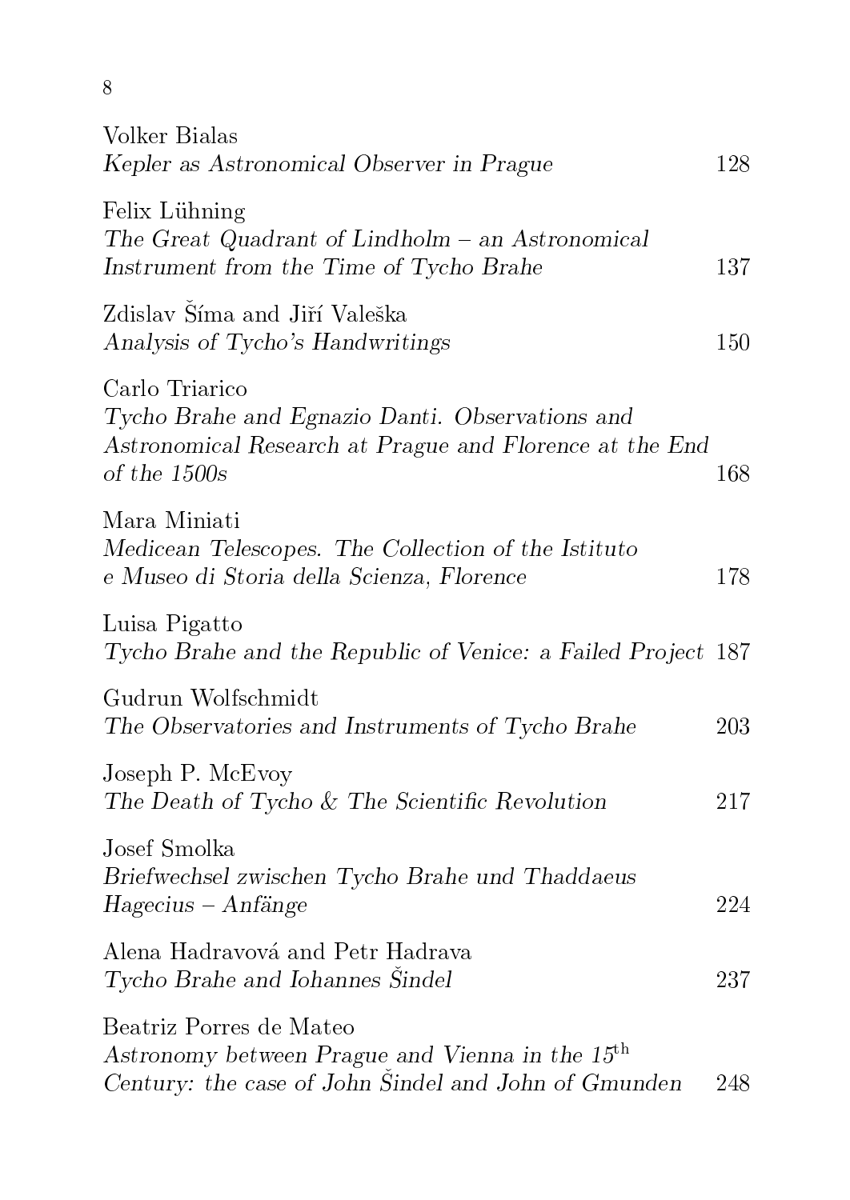Volker Bialas
*Kepler as Astronomical Observer in Prague* 128

Felix Lühning
*The Great Quadrant of Lindholm – an Astronomical Instrument from the Time of Tycho Brahe* 137

Zdislav Šíma and Jiří Valeška
*Analysis of Tycho's Handwritings* 150

Carlo Triarico
*Tycho Brahe and Egnazio Danti. Observations and Astronomical Research at Prague and Florence at the End of the 1500s* 168

Mara Miniati
*Medicean Telescopes. The Collection of the Istituto e Museo di Storia della Scienza, Florence* 178

Luisa Pigatto
*Tycho Brahe and the Republic of Venice: a Failed Project* 187

Gudrun Wolfschmidt
*The Observatories and Instruments of Tycho Brahe* 203

Joseph P. McEvoy
*The Death of Tycho & The Scientific Revolution* 217

Josef Smolka
*Briefwechsel zwischen Tycho Brahe und Thaddaeus Hagecius – Anfänge* 224

Alena Hadravová and Petr Hadrava
*Tycho Brahe and Iohannes Šindel* 237

Beatriz Porres de Mateo
*Astronomy between Prague and Vienna in the 15th Century: the case of John Šindel and John of Gmunden* 248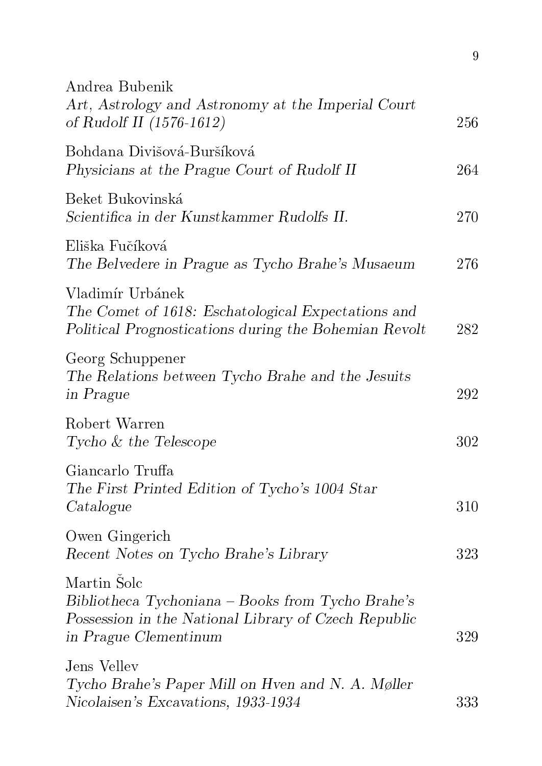Andrea Bubenik
*Art, Astrology and Astronomy at the Imperial Court of Rudolf II (1576-1612)* 256

Bohdana Divišová-Buršíková
*Physicians at the Prague Court of Rudolf II* 264

Beket Bukovinská
*Scientifica in der Kunstkammer Rudolfs II.* 270

Eliška Fučíková
*The Belvedere in Prague as Tycho Brahe's Musaeum* 276

Vladimír Urbánek
*The Comet of 1618: Eschatological Expectations and Political Prognostications during the Bohemian Revolt* 282

Georg Schuppener
*The Relations between Tycho Brahe and the Jesuits in Prague* 292

Robert Warren
*Tycho & the Telescope* 302

Giancarlo Truffa
*The First Printed Edition of Tycho's 1004 Star Catalogue* 310

Owen Gingerich
*Recent Notes on Tycho Brahe's Library* 323

Martin Šolc
*Bibliotheca Tychoniana – Books from Tycho Brahe's Possession in the National Library of Czech Republic in Prague Clementinum* 329

Jens Vellev
*Tycho Brahe's Paper Mill on Hven and N. A. Møller Nicolaisen's Excavations, 1933-1934* 333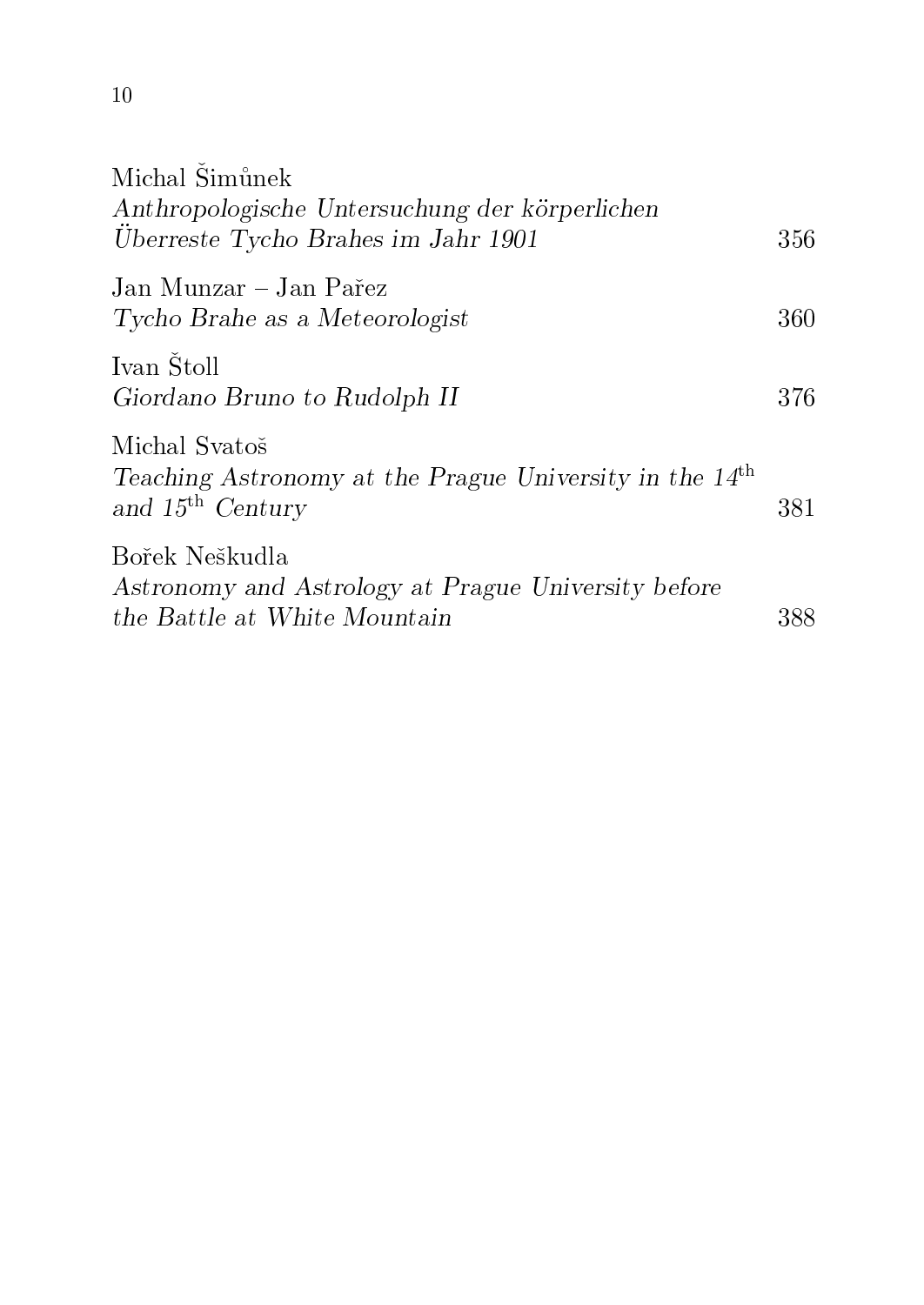Michal Šimůnek
*Anthropologische Untersuchung der körperlichen Überreste Tycho Brahes im Jahr 1901* 356

Jan Munzar – Jan Pařez
*Tycho Brahe as a Meteorologist* 360

Ivan Štoll
*Giordano Bruno to Rudolph II* 376

Michal Svatoš
*Teaching Astronomy at the Prague University in the 14th and 15th Century* 381

Bořek Neškudla
*Astronomy and Astrology at Prague University before the Battle at White Mountain* 388